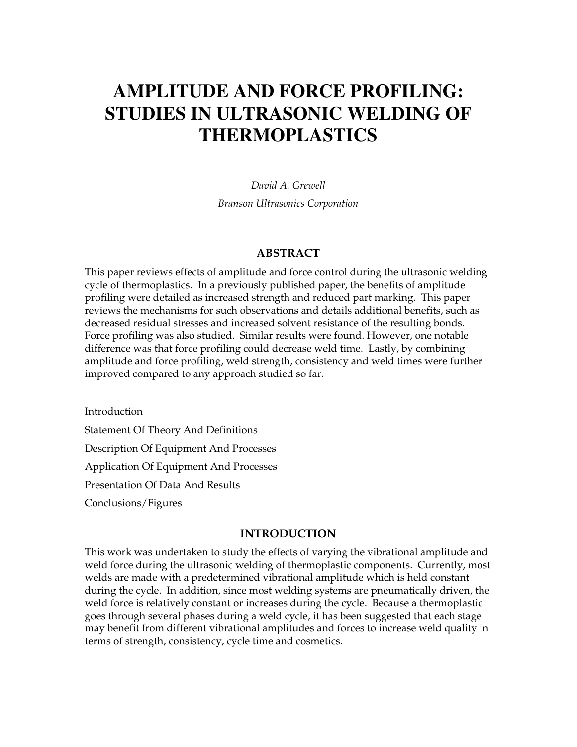# AMPLITUDE AND FORCE PROFILING: STUDIES IN ULTRASONIC WELDING OF THERMOPLASTICS

*David A. Grewell*

*Branson Ultrasonics Corporation*

## ABSTRACT

This paper reviews effects of amplitude and force control during the ultrasonic welding cycle of thermoplastics. In a previously published paper, the benefits of amplitude profiling were detailed as increased strength and reduced part marking. This paper reviews the mechanisms for such observations and details additional benefits, such as decreased residual stresses and increased solvent resistance of the resulting bonds. Force profiling was also studied. Similar results were found. However, one notable difference was that force profiling could decrease weld time. Lastly, by combining amplitude and force profiling, weld strength, consistency and weld times were further improved compared to any approach studied so far.

Introduction

Statement Of Theory And Definitions

Description Of Equipment And Processes

Application Of Equipment And Processes

Presentation Of Data And Results

Conclusions/Figures

## INTRODUCTION

This work was undertaken to study the effects of varying the vibrational amplitude and weld force during the ultrasonic welding of thermoplastic components. Currently, most welds are made with a predetermined vibrational amplitude which is held constant during the cycle. In addition, since most welding systems are pneumatically driven, the weld force is relatively constant or increases during the cycle. Because a thermoplastic goes through several phases during a weld cycle, it has been suggested that each stage may benefit from different vibrational amplitudes and forces to increase weld quality in terms of strength, consistency, cycle time and cosmetics.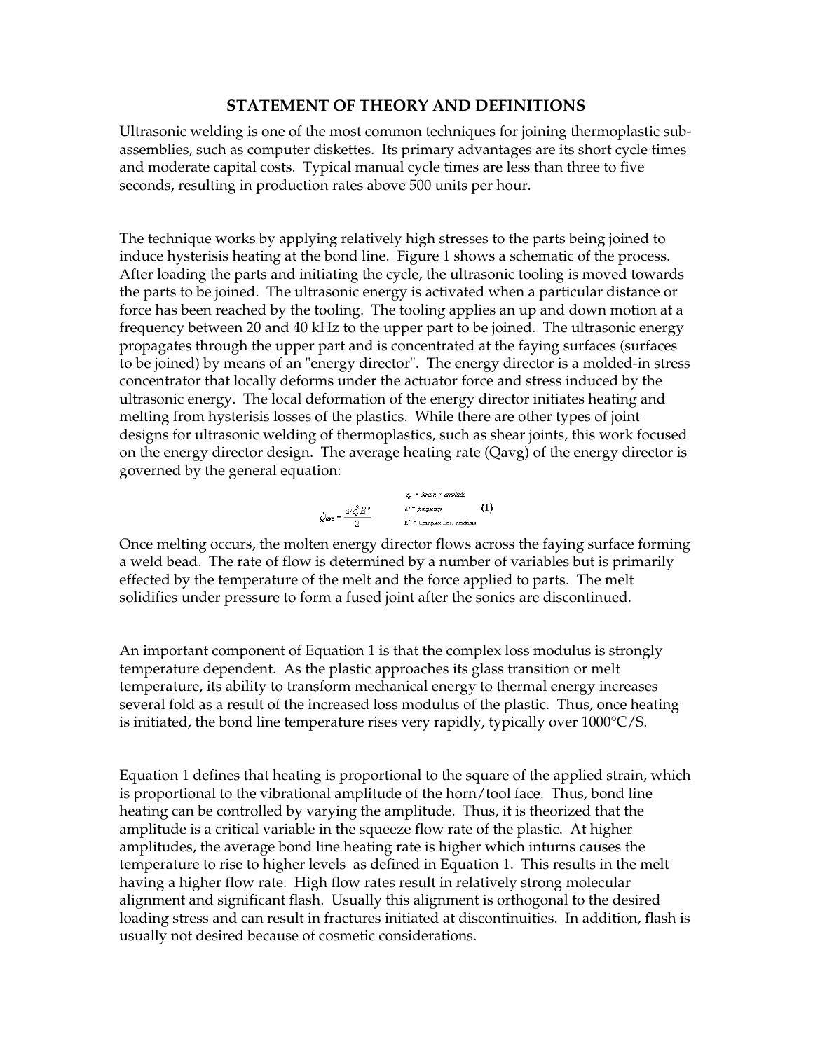## STATEMENT OF THEORY AND DEFINITIONS

Ultrasonic welding is one of the most common techniques for joining thermoplastic sub-assemblies, such as computer diskettes. Its primary advantages are its short cycle times and moderate capital costs. Typical manual cycle times are less than three to five seconds, resulting in production rates above 500 units per hour.

The technique works by applying relatively high stresses to the parts being joined to induce hysterisis heating at the bond line. Figure 1 shows a schematic of the process. After loading the parts and initiating the cycle, the ultrasonic tooling is moved towards the parts to be joined. The ultrasonic energy is activated when a particular distance or force has been reached by the tooling. The tooling applies an up and down motion at a frequency between 20 and 40 kHz to the upper part to be joined. The ultrasonic energy propagates through the upper part and is concentrated at the faying surfaces (surfaces to be joined) by means of an "energy director". The energy director is a molded-in stress concentrator that locally deforms under the actuator force and stress induced by the ultrasonic energy. The local deformation of the energy director initiates heating and melting from hysterisis losses of the plastics. While there are other types of joint designs for ultrasonic welding of thermoplastics, such as shear joints, this work focused on the energy director design. The average heating rate (Qavg) of the energy director is governed by the general equation:

$$\dot{Q}_{ave} = \frac{\omega \varepsilon_o^2 E''}{2} \qquad (1)$$

$\varepsilon_o$ = Strain * amplitude
$\omega$ = frequency
$E''$ = Complex Loss modulus

Once melting occurs, the molten energy director flows across the faying surface forming a weld bead. The rate of flow is determined by a number of variables but is primarily effected by the temperature of the melt and the force applied to parts. The melt solidifies under pressure to form a fused joint after the sonics are discontinued.

An important component of Equation 1 is that the complex loss modulus is strongly temperature dependent. As the plastic approaches its glass transition or melt temperature, its ability to transform mechanical energy to thermal energy increases several fold as a result of the increased loss modulus of the plastic. Thus, once heating is initiated, the bond line temperature rises very rapidly, typically over 1000°C/S.

Equation 1 defines that heating is proportional to the square of the applied strain, which is proportional to the vibrational amplitude of the horn/tool face. Thus, bond line heating can be controlled by varying the amplitude. Thus, it is theorized that the amplitude is a critical variable in the squeeze flow rate of the plastic. At higher amplitudes, the average bond line heating rate is higher which inturns causes the temperature to rise to higher levels as defined in Equation 1. This results in the melt having a higher flow rate. High flow rates result in relatively strong molecular alignment and significant flash. Usually this alignment is orthogonal to the desired loading stress and can result in fractures initiated at discontinuities. In addition, flash is usually not desired because of cosmetic considerations.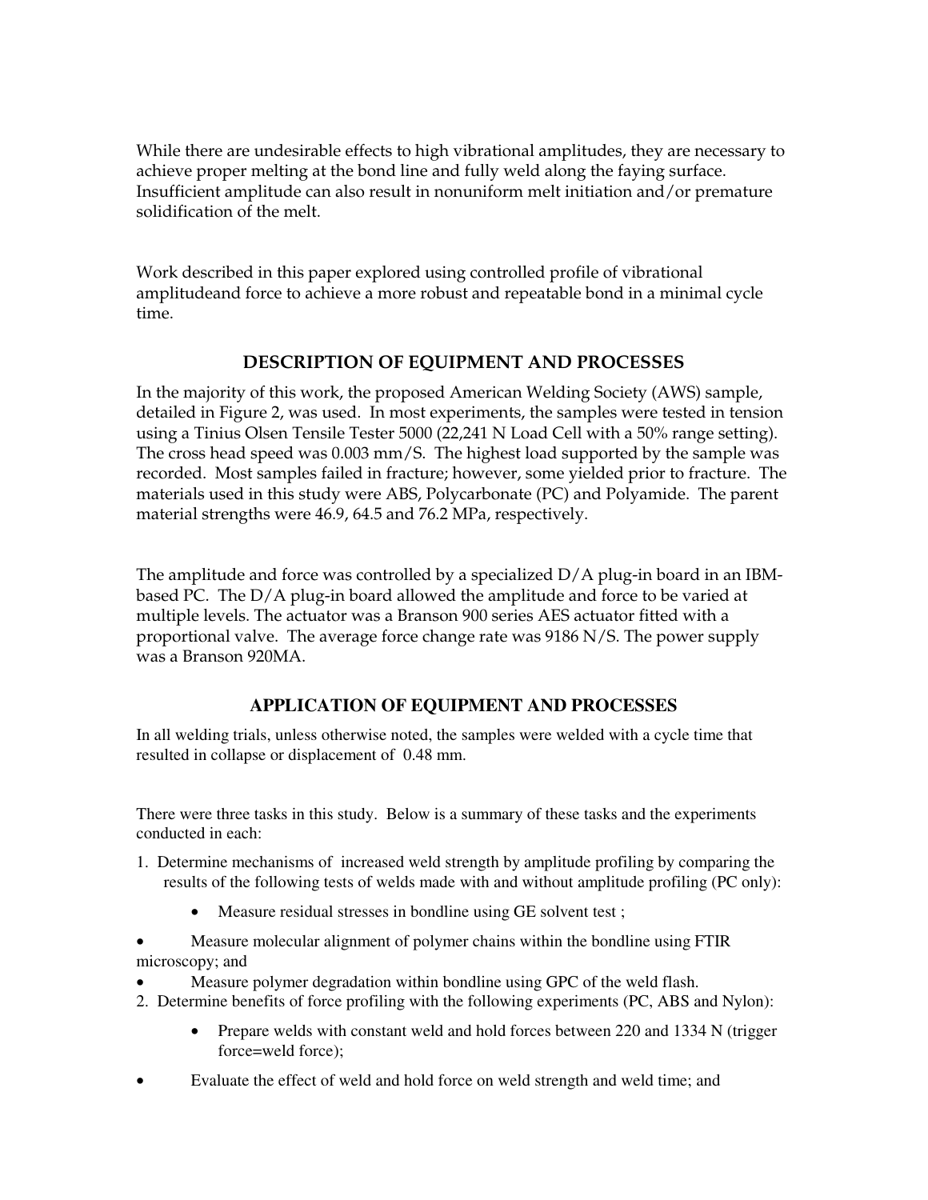While there are undesirable effects to high vibrational amplitudes, they are necessary to achieve proper melting at the bond line and fully weld along the faying surface. Insufficient amplitude can also result in nonuniform melt initiation and/or premature solidification of the melt.

Work described in this paper explored using controlled profile of vibrational amplitudeand force to achieve a more robust and repeatable bond in a minimal cycle time.

## DESCRIPTION OF EQUIPMENT AND PROCESSES

In the majority of this work, the proposed American Welding Society (AWS) sample, detailed in Figure 2, was used. In most experiments, the samples were tested in tension using a Tinius Olsen Tensile Tester 5000 (22,241 N Load Cell with a 50% range setting). The cross head speed was 0.003 mm/S. The highest load supported by the sample was recorded. Most samples failed in fracture; however, some yielded prior to fracture. The materials used in this study were ABS, Polycarbonate (PC) and Polyamide. The parent material strengths were 46.9, 64.5 and 76.2 MPa, respectively.

The amplitude and force was controlled by a specialized D/A plug-in board in an IBM-based PC. The D/A plug-in board allowed the amplitude and force to be varied at multiple levels. The actuator was a Branson 900 series AES actuator fitted with a proportional valve. The average force change rate was 9186 N/S. The power supply was a Branson 920MA.

## APPLICATION OF EQUIPMENT AND PROCESSES

In all welding trials, unless otherwise noted, the samples were welded with a cycle time that resulted in collapse or displacement of 0.48 mm.

There were three tasks in this study. Below is a summary of these tasks and the experiments conducted in each:

1. Determine mechanisms of increased weld strength by amplitude profiling by comparing the results of the following tests of welds made with and without amplitude profiling (PC only):
   - Measure residual stresses in bondline using GE solvent test ;
   - Measure molecular alignment of polymer chains within the bondline using FTIR microscopy; and
   - Measure polymer degradation within bondline using GPC of the weld flash.
2. Determine benefits of force profiling with the following experiments (PC, ABS and Nylon):
   - Prepare welds with constant weld and hold forces between 220 and 1334 N (trigger force=weld force);
   - Evaluate the effect of weld and hold force on weld strength and weld time; and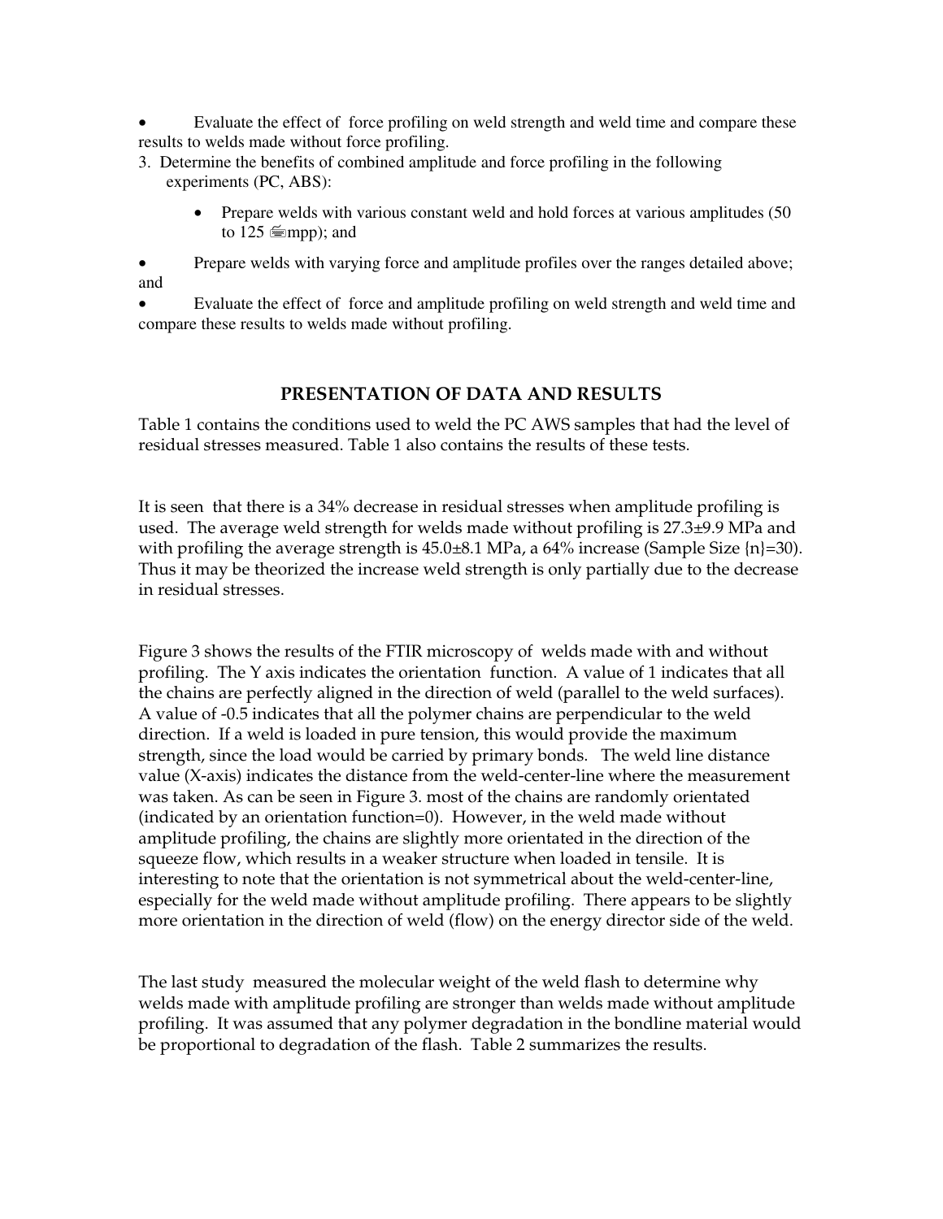- Evaluate the effect of force profiling on weld strength and weld time and compare these results to welds made without force profiling.

3. Determine the benefits of combined amplitude and force profiling in the following experiments (PC, ABS):
   - Prepare welds with various constant weld and hold forces at various amplitudes (50 to 125 μmpp); and

- Prepare welds with varying force and amplitude profiles over the ranges detailed above; and
- Evaluate the effect of force and amplitude profiling on weld strength and weld time and compare these results to welds made without profiling.

## PRESENTATION OF DATA AND RESULTS

Table 1 contains the conditions used to weld the PC AWS samples that had the level of residual stresses measured. Table 1 also contains the results of these tests.

It is seen that there is a 34% decrease in residual stresses when amplitude profiling is used. The average weld strength for welds made without profiling is 27.3±9.9 MPa and with profiling the average strength is 45.0±8.1 MPa, a 64% increase (Sample Size {n}=30). Thus it may be theorized the increase weld strength is only partially due to the decrease in residual stresses.

Figure 3 shows the results of the FTIR microscopy of welds made with and without profiling. The Y axis indicates the orientation function. A value of 1 indicates that all the chains are perfectly aligned in the direction of weld (parallel to the weld surfaces). A value of -0.5 indicates that all the polymer chains are perpendicular to the weld direction. If a weld is loaded in pure tension, this would provide the maximum strength, since the load would be carried by primary bonds. The weld line distance value (X-axis) indicates the distance from the weld-center-line where the measurement was taken. As can be seen in Figure 3. most of the chains are randomly orientated (indicated by an orientation function=0). However, in the weld made without amplitude profiling, the chains are slightly more orientated in the direction of the squeeze flow, which results in a weaker structure when loaded in tensile. It is interesting to note that the orientation is not symmetrical about the weld-center-line, especially for the weld made without amplitude profiling. There appears to be slightly more orientation in the direction of weld (flow) on the energy director side of the weld.

The last study measured the molecular weight of the weld flash to determine why welds made with amplitude profiling are stronger than welds made without amplitude profiling. It was assumed that any polymer degradation in the bondline material would be proportional to degradation of the flash. Table 2 summarizes the results.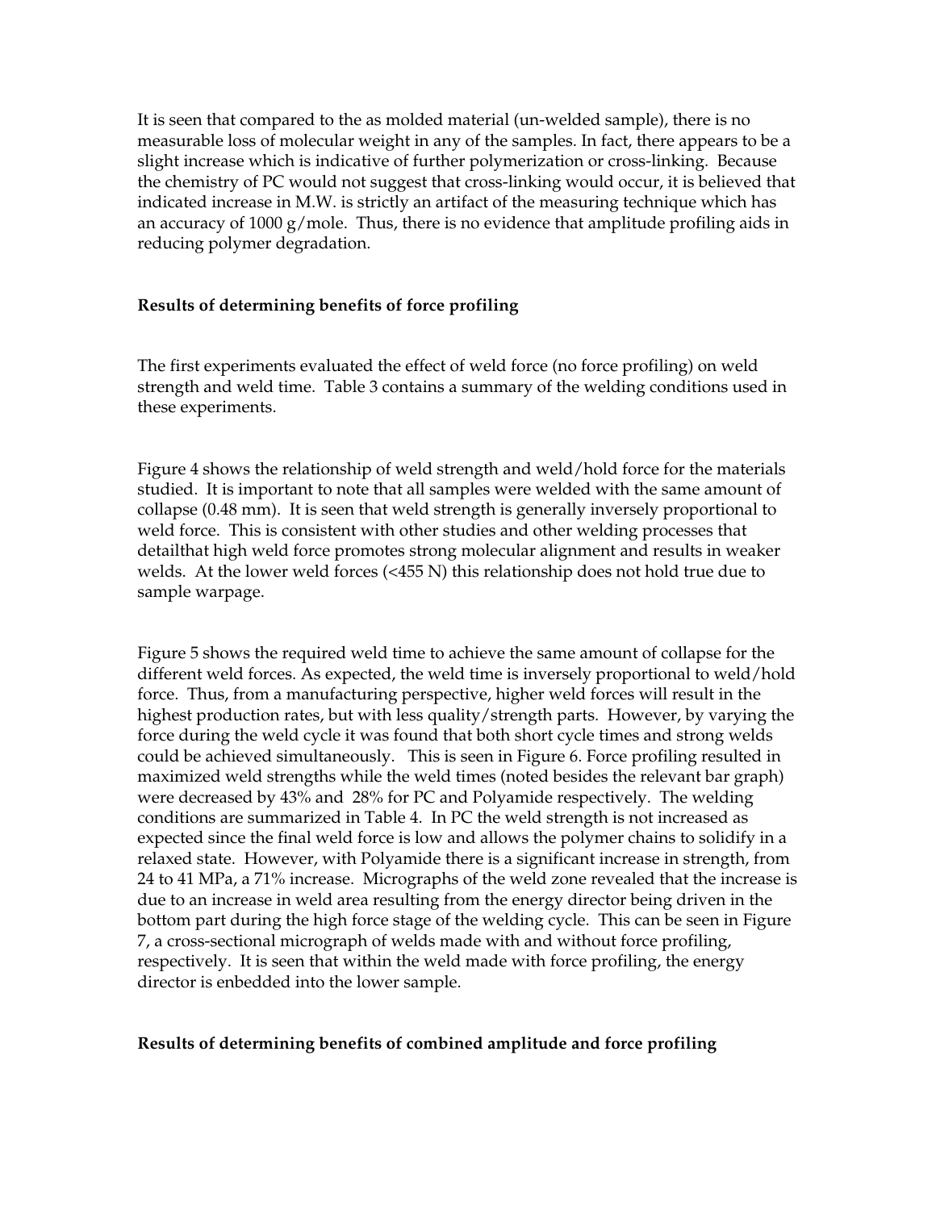It is seen that compared to the as molded material (un-welded sample), there is no measurable loss of molecular weight in any of the samples. In fact, there appears to be a slight increase which is indicative of further polymerization or cross-linking. Because the chemistry of PC would not suggest that cross-linking would occur, it is believed that indicated increase in M.W. is strictly an artifact of the measuring technique which has an accuracy of 1000 g/mole. Thus, there is no evidence that amplitude profiling aids in reducing polymer degradation.

**Results of determining benefits of force profiling**

The first experiments evaluated the effect of weld force (no force profiling) on weld strength and weld time. Table 3 contains a summary of the welding conditions used in these experiments.

Figure 4 shows the relationship of weld strength and weld/hold force for the materials studied. It is important to note that all samples were welded with the same amount of collapse (0.48 mm). It is seen that weld strength is generally inversely proportional to weld force. This is consistent with other studies and other welding processes that detailthat high weld force promotes strong molecular alignment and results in weaker welds. At the lower weld forces (<455 N) this relationship does not hold true due to sample warpage.

Figure 5 shows the required weld time to achieve the same amount of collapse for the different weld forces. As expected, the weld time is inversely proportional to weld/hold force. Thus, from a manufacturing perspective, higher weld forces will result in the highest production rates, but with less quality/strength parts. However, by varying the force during the weld cycle it was found that both short cycle times and strong welds could be achieved simultaneously. This is seen in Figure 6. Force profiling resulted in maximized weld strengths while the weld times (noted besides the relevant bar graph) were decreased by 43% and 28% for PC and Polyamide respectively. The welding conditions are summarized in Table 4. In PC the weld strength is not increased as expected since the final weld force is low and allows the polymer chains to solidify in a relaxed state. However, with Polyamide there is a significant increase in strength, from 24 to 41 MPa, a 71% increase. Micrographs of the weld zone revealed that the increase is due to an increase in weld area resulting from the energy director being driven in the bottom part during the high force stage of the welding cycle. This can be seen in Figure 7, a cross-sectional micrograph of welds made with and without force profiling, respectively. It is seen that within the weld made with force profiling, the energy director is enbedded into the lower sample.

**Results of determining benefits of combined amplitude and force profiling**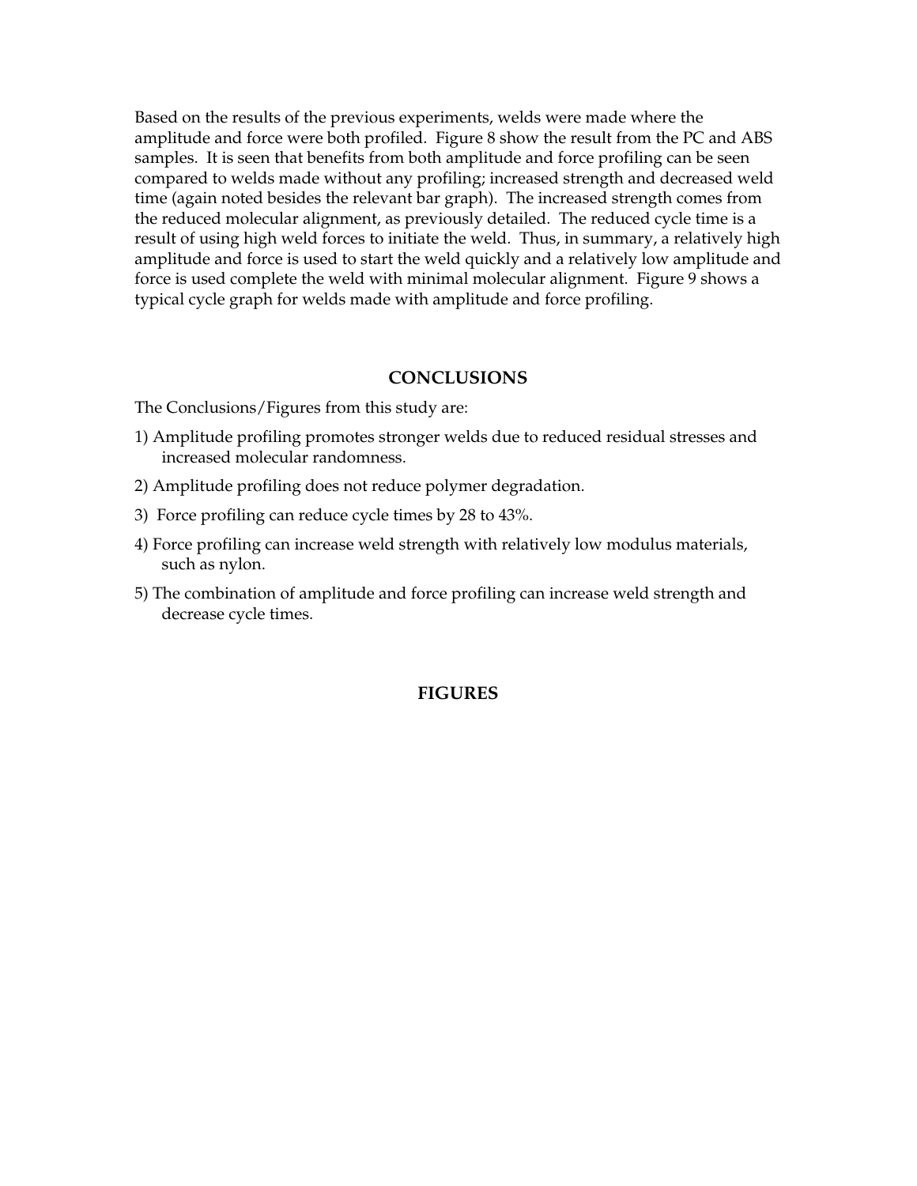Based on the results of the previous experiments, welds were made where the amplitude and force were both profiled. Figure 8 show the result from the PC and ABS samples. It is seen that benefits from both amplitude and force profiling can be seen compared to welds made without any profiling; increased strength and decreased weld time (again noted besides the relevant bar graph). The increased strength comes from the reduced molecular alignment, as previously detailed. The reduced cycle time is a result of using high weld forces to initiate the weld. Thus, in summary, a relatively high amplitude and force is used to start the weld quickly and a relatively low amplitude and force is used complete the weld with minimal molecular alignment. Figure 9 shows a typical cycle graph for welds made with amplitude and force profiling.

## CONCLUSIONS

The Conclusions/Figures from this study are:

1) Amplitude profiling promotes stronger welds due to reduced residual stresses and increased molecular randomness.
2) Amplitude profiling does not reduce polymer degradation.
3) Force profiling can reduce cycle times by 28 to 43%.
4) Force profiling can increase weld strength with relatively low modulus materials, such as nylon.
5) The combination of amplitude and force profiling can increase weld strength and decrease cycle times.

## FIGURES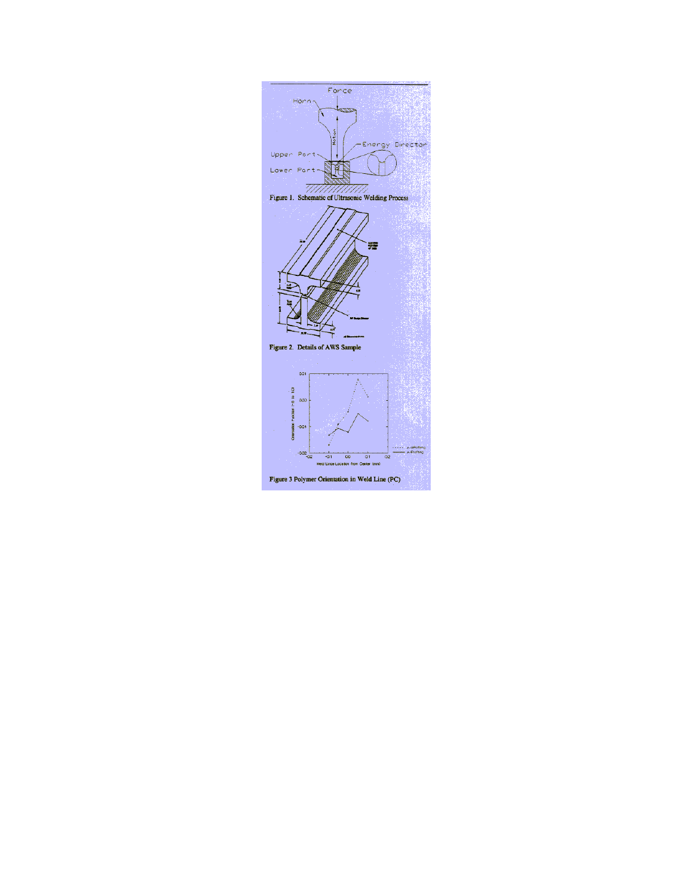Figure 1. Schematic of Ultrasonic Welding Process

Figure 2. Details of AWS Sample

Figure 3 Polymer Orientation in Weld Line (PC)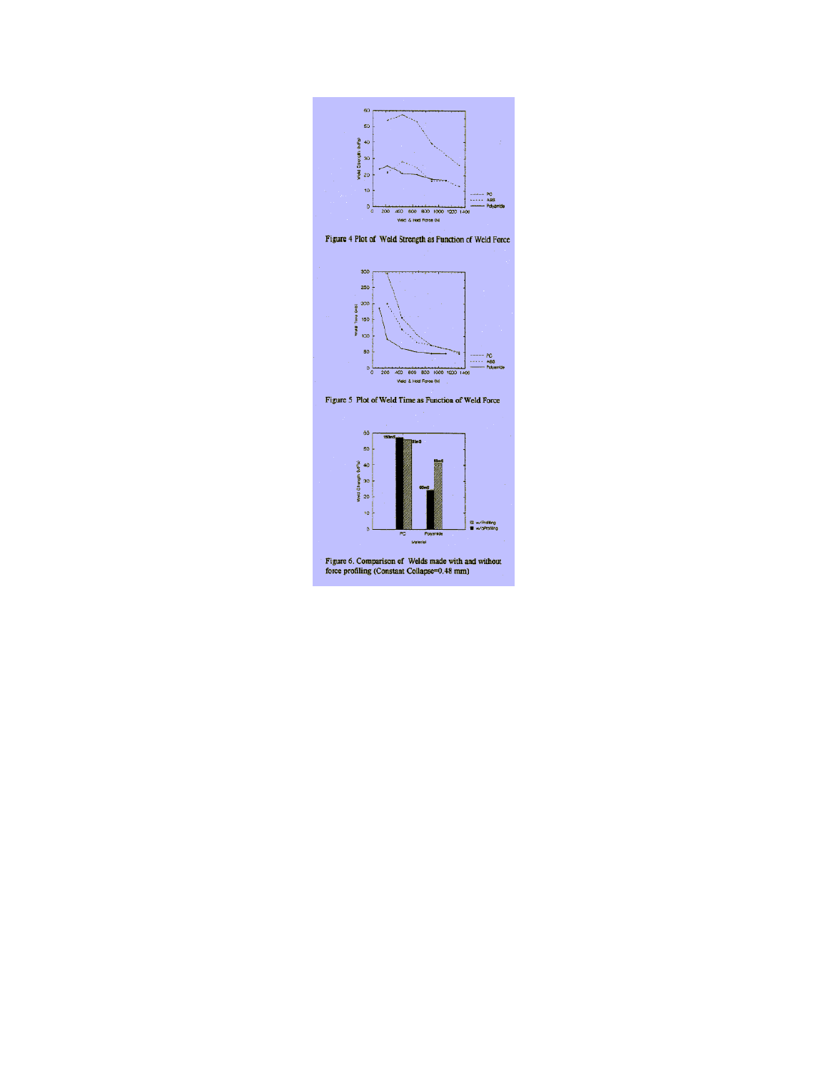Figure 4 Plot of Weld Strength as Function of Weld Force

Figure 5 Plot of Weld Time as Function of Weld Force

Figure 6. Comparison of Welds made with and without force profiling (Constant Collapse=0.48 mm)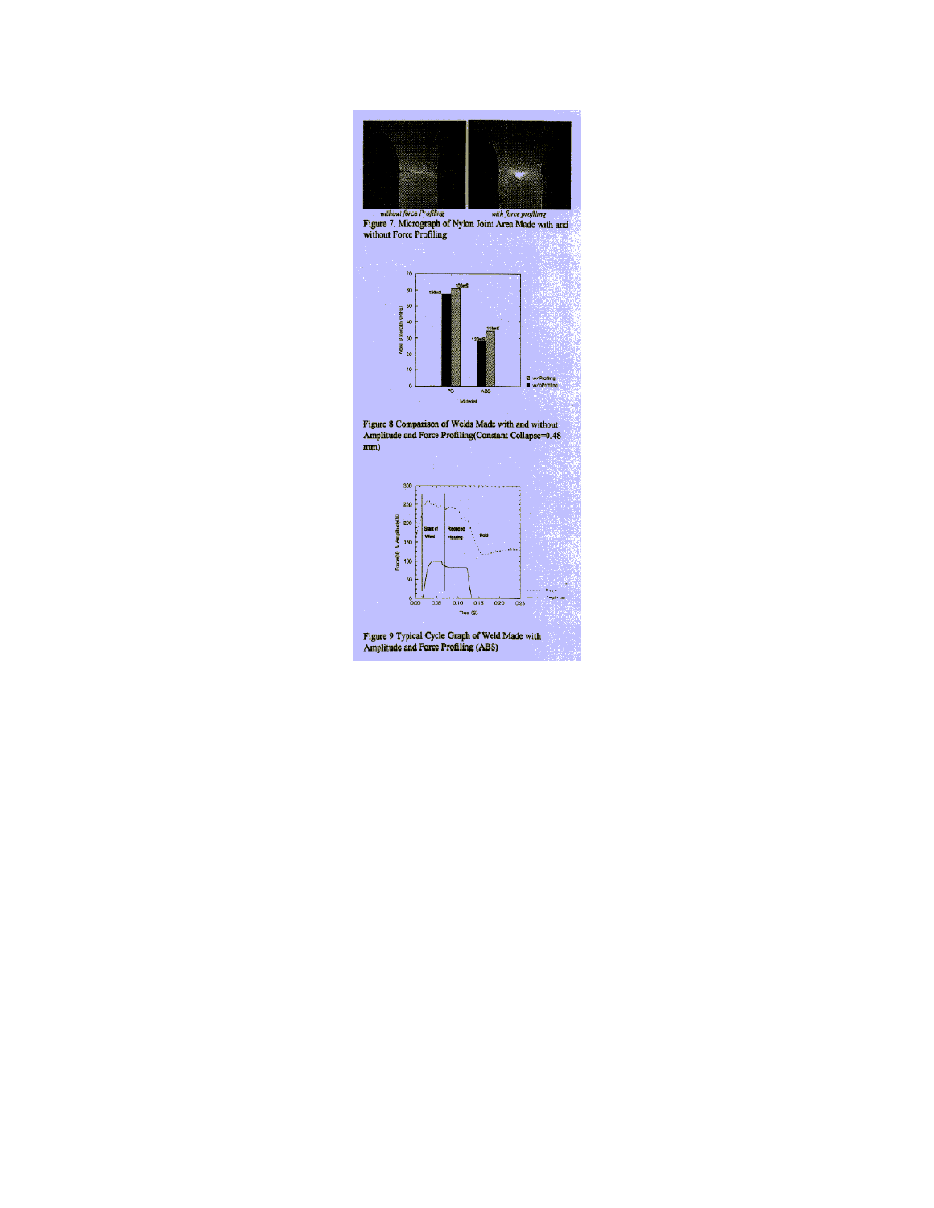without force Profiling

with force profiling

Figure 7. Micrograph of Nylon Joint Area Made with and without Force Profiling

70

60

50

40

30

20

10

0

Weld Strength (MPa)

150mS

126mS

170mS

111mS

PC

ABS

Material

w/ Profiling

w/o Profiling

Figure 8 Comparison of Welds Made with and without Amplitude and Force Profiling(Constant Collapse=0.48 mm)

300

250

200

150

100

50

0

Force(lb) & Amplitude(%)

Start of Weld

Reduced Heating

Hold

0.00 0.05 0.10 0.15 0.20 0.25

Time (S)

Force

Amplitude

Figure 9 Typical Cycle Graph of Weld Made with Amplitude and Force Profiling (ABS)